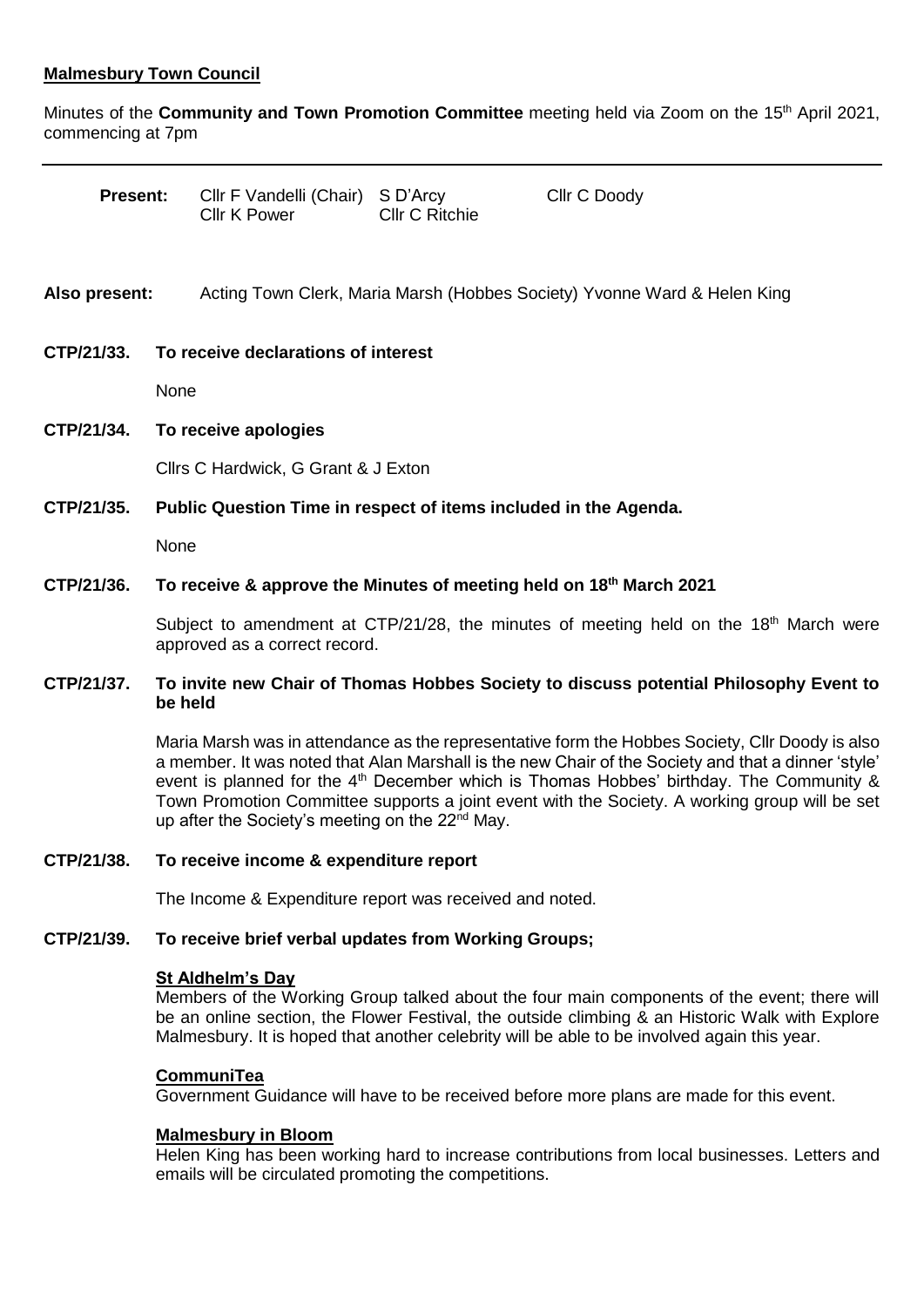**Malmesbury Town Council**

Minutes of the **Community and Town Promotion Committee** meeting held via Zoom on the 15th April 2021, commencing at 7pm

---

| **Present:** | Cllr F Vandelli (Chair) | S D'Arcy | Cllr C Doody |
|---|---|---|---|
| | Cllr K Power | Cllr C Ritchie | |

**Also present:** Acting Town Clerk, Maria Marsh (Hobbes Society) Yvonne Ward & Helen King

**CTP/21/33. To receive declarations of interest**

None

**CTP/21/34. To receive apologies**

Cllrs C Hardwick, G Grant & J Exton

**CTP/21/35. Public Question Time in respect of items included in the Agenda.**

None

**CTP/21/36. To receive & approve the Minutes of meeting held on 18th March 2021**

Subject to amendment at CTP/21/28, the minutes of meeting held on the 18th March were approved as a correct record.

**CTP/21/37. To invite new Chair of Thomas Hobbes Society to discuss potential Philosophy Event to be held**

Maria Marsh was in attendance as the representative form the Hobbes Society, Cllr Doody is also a member. It was noted that Alan Marshall is the new Chair of the Society and that a dinner 'style' event is planned for the 4th December which is Thomas Hobbes' birthday. The Community & Town Promotion Committee supports a joint event with the Society. A working group will be set up after the Society's meeting on the 22nd May.

**CTP/21/38. To receive income & expenditure report**

The Income & Expenditure report was received and noted.

**CTP/21/39. To receive brief verbal updates from Working Groups;**

**St Aldhelm's Day**

Members of the Working Group talked about the four main components of the event; there will be an online section, the Flower Festival, the outside climbing & an Historic Walk with Explore Malmesbury. It is hoped that another celebrity will be able to be involved again this year.

**CommuniTea**

Government Guidance will have to be received before more plans are made for this event.

**Malmesbury in Bloom**

Helen King has been working hard to increase contributions from local businesses. Letters and emails will be circulated promoting the competitions.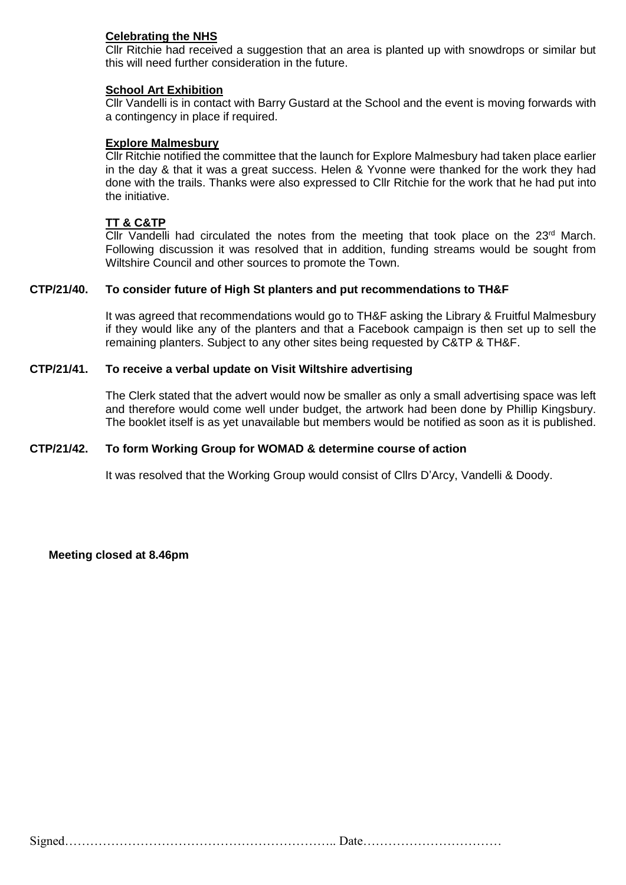**Celebrating the NHS**

Cllr Ritchie had received a suggestion that an area is planted up with snowdrops or similar but this will need further consideration in the future.

**School Art Exhibition**

Cllr Vandelli is in contact with Barry Gustard at the School and the event is moving forwards with a contingency in place if required.

**Explore Malmesbury**

Cllr Ritchie notified the committee that the launch for Explore Malmesbury had taken place earlier in the day & that it was a great success. Helen & Yvonne were thanked for the work they had done with the trails. Thanks were also expressed to Cllr Ritchie for the work that he had put into the initiative.

**TT & C&TP**

Cllr Vandelli had circulated the notes from the meeting that took place on the 23rd March. Following discussion it was resolved that in addition, funding streams would be sought from Wiltshire Council and other sources to promote the Town.

**CTP/21/40. To consider future of High St planters and put recommendations to TH&F**

It was agreed that recommendations would go to TH&F asking the Library & Fruitful Malmesbury if they would like any of the planters and that a Facebook campaign is then set up to sell the remaining planters. Subject to any other sites being requested by C&TP & TH&F.

**CTP/21/41. To receive a verbal update on Visit Wiltshire advertising**

The Clerk stated that the advert would now be smaller as only a small advertising space was left and therefore would come well under budget, the artwork had been done by Phillip Kingsbury. The booklet itself is as yet unavailable but members would be notified as soon as it is published.

**CTP/21/42. To form Working Group for WOMAD & determine course of action**

It was resolved that the Working Group would consist of Cllrs D'Arcy, Vandelli & Doody.

**Meeting closed at 8.46pm**

Signed……………………………………………………….. Date……………………………